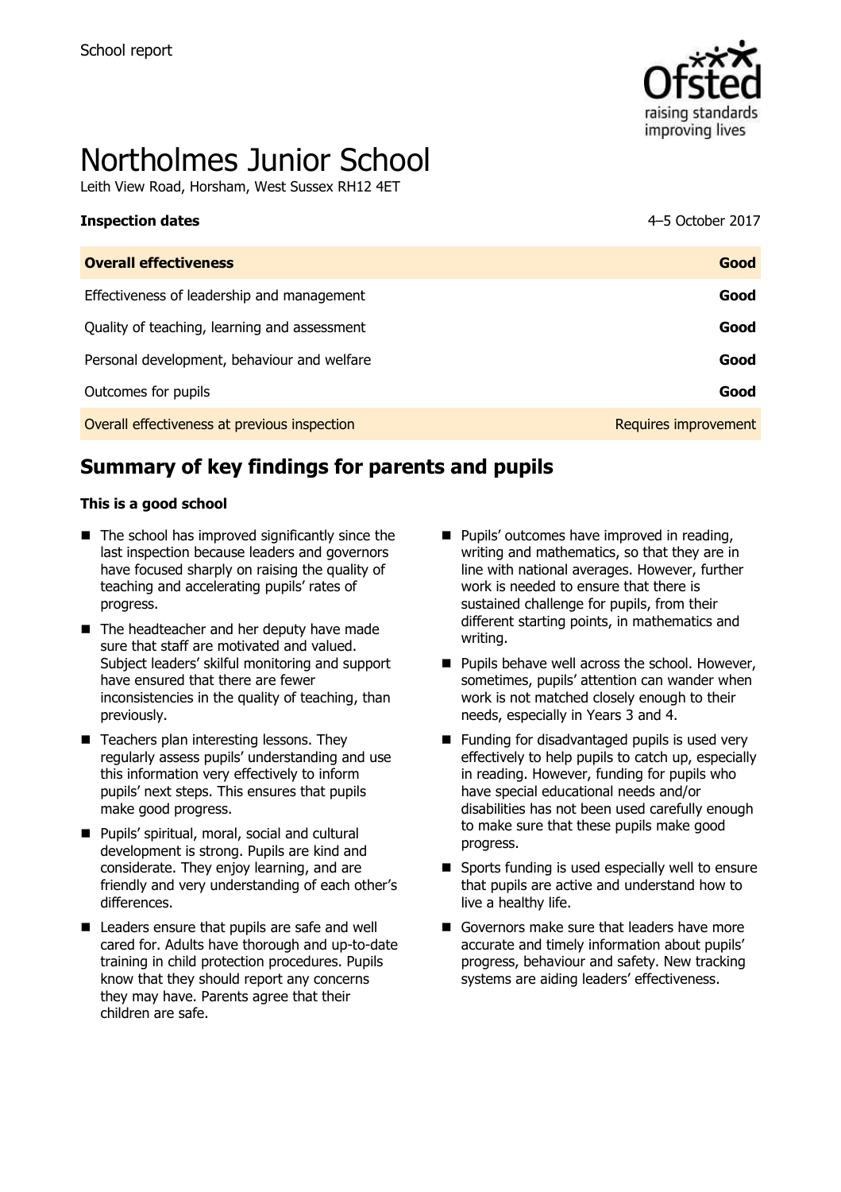School report

# Northolmes Junior School

Leith View Road, Horsham, West Sussex RH12 4ET

| **Inspection dates** | 4–5 October 2017 |
| --- | --- |
| **Overall effectiveness** | **Good** |
| Effectiveness of leadership and management | **Good** |
| Quality of teaching, learning and assessment | **Good** |
| Personal development, behaviour and welfare | **Good** |
| Outcomes for pupils | **Good** |
| Overall effectiveness at previous inspection | Requires improvement |

## Summary of key findings for parents and pupils

**This is a good school**

- The school has improved significantly since the last inspection because leaders and governors have focused sharply on raising the quality of teaching and accelerating pupils' rates of progress.
- The headteacher and her deputy have made sure that staff are motivated and valued. Subject leaders' skilful monitoring and support have ensured that there are fewer inconsistencies in the quality of teaching, than previously.
- Teachers plan interesting lessons. They regularly assess pupils' understanding and use this information very effectively to inform pupils' next steps. This ensures that pupils make good progress.
- Pupils' spiritual, moral, social and cultural development is strong. Pupils are kind and considerate. They enjoy learning, and are friendly and very understanding of each other's differences.
- Leaders ensure that pupils are safe and well cared for. Adults have thorough and up-to-date training in child protection procedures. Pupils know that they should report any concerns they may have. Parents agree that their children are safe.
- Pupils' outcomes have improved in reading, writing and mathematics, so that they are in line with national averages. However, further work is needed to ensure that there is sustained challenge for pupils, from their different starting points, in mathematics and writing.
- Pupils behave well across the school. However, sometimes, pupils' attention can wander when work is not matched closely enough to their needs, especially in Years 3 and 4.
- Funding for disadvantaged pupils is used very effectively to help pupils to catch up, especially in reading. However, funding for pupils who have special educational needs and/or disabilities has not been used carefully enough to make sure that these pupils make good progress.
- Sports funding is used especially well to ensure that pupils are active and understand how to live a healthy life.
- Governors make sure that leaders have more accurate and timely information about pupils' progress, behaviour and safety. New tracking systems are aiding leaders' effectiveness.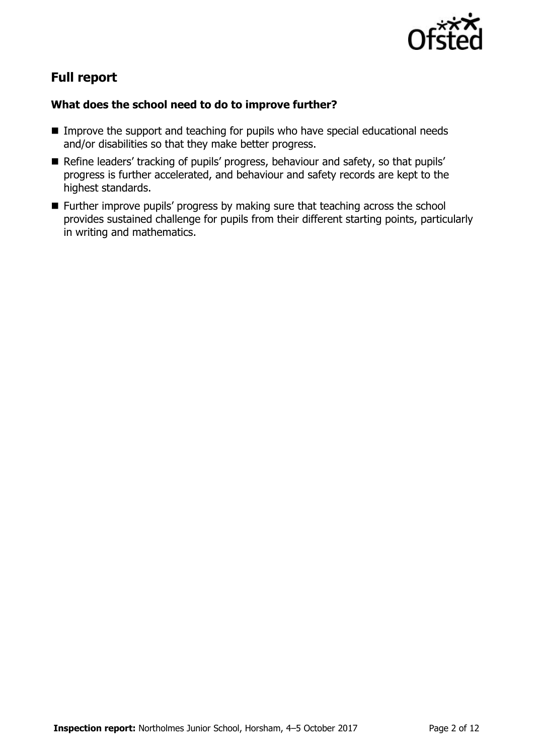## Full report

### What does the school need to do to improve further?

- Improve the support and teaching for pupils who have special educational needs and/or disabilities so that they make better progress.
- Refine leaders' tracking of pupils' progress, behaviour and safety, so that pupils' progress is further accelerated, and behaviour and safety records are kept to the highest standards.
- Further improve pupils' progress by making sure that teaching across the school provides sustained challenge for pupils from their different starting points, particularly in writing and mathematics.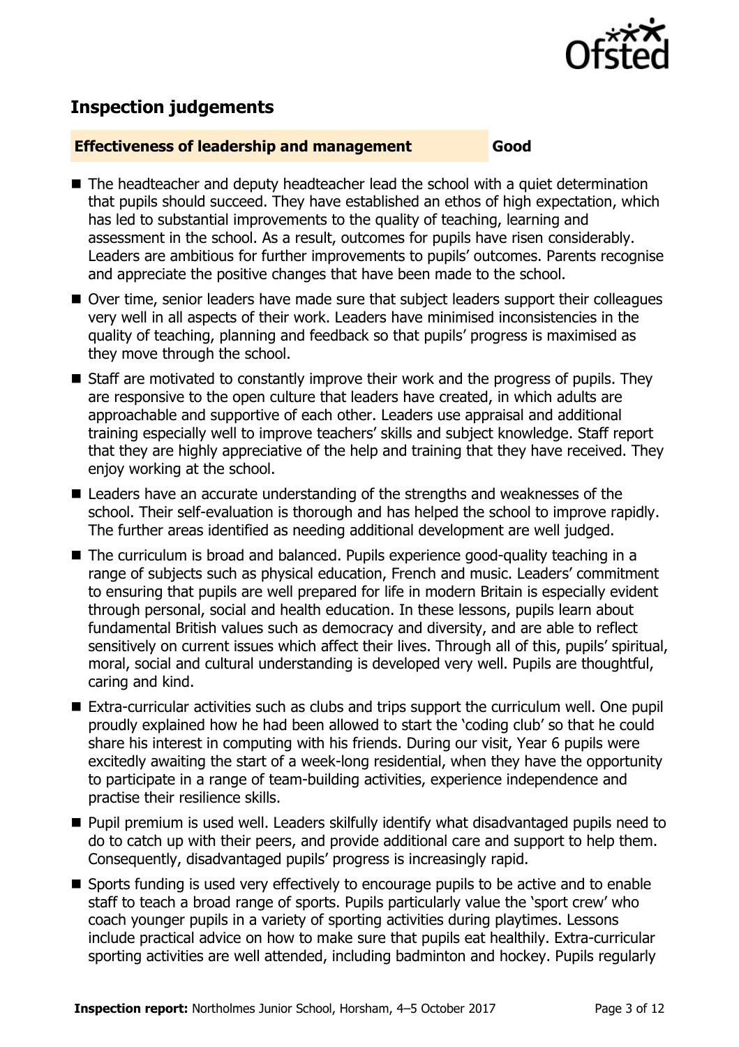## Inspection judgements

**Effectiveness of leadership and management** **Good**

- The headteacher and deputy headteacher lead the school with a quiet determination that pupils should succeed. They have established an ethos of high expectation, which has led to substantial improvements to the quality of teaching, learning and assessment in the school. As a result, outcomes for pupils have risen considerably. Leaders are ambitious for further improvements to pupils' outcomes. Parents recognise and appreciate the positive changes that have been made to the school.
- Over time, senior leaders have made sure that subject leaders support their colleagues very well in all aspects of their work. Leaders have minimised inconsistencies in the quality of teaching, planning and feedback so that pupils' progress is maximised as they move through the school.
- Staff are motivated to constantly improve their work and the progress of pupils. They are responsive to the open culture that leaders have created, in which adults are approachable and supportive of each other. Leaders use appraisal and additional training especially well to improve teachers' skills and subject knowledge. Staff report that they are highly appreciative of the help and training that they have received. They enjoy working at the school.
- Leaders have an accurate understanding of the strengths and weaknesses of the school. Their self-evaluation is thorough and has helped the school to improve rapidly. The further areas identified as needing additional development are well judged.
- The curriculum is broad and balanced. Pupils experience good-quality teaching in a range of subjects such as physical education, French and music. Leaders' commitment to ensuring that pupils are well prepared for life in modern Britain is especially evident through personal, social and health education. In these lessons, pupils learn about fundamental British values such as democracy and diversity, and are able to reflect sensitively on current issues which affect their lives. Through all of this, pupils' spiritual, moral, social and cultural understanding is developed very well. Pupils are thoughtful, caring and kind.
- Extra-curricular activities such as clubs and trips support the curriculum well. One pupil proudly explained how he had been allowed to start the 'coding club' so that he could share his interest in computing with his friends. During our visit, Year 6 pupils were excitedly awaiting the start of a week-long residential, when they have the opportunity to participate in a range of team-building activities, experience independence and practise their resilience skills.
- Pupil premium is used well. Leaders skilfully identify what disadvantaged pupils need to do to catch up with their peers, and provide additional care and support to help them. Consequently, disadvantaged pupils' progress is increasingly rapid.
- Sports funding is used very effectively to encourage pupils to be active and to enable staff to teach a broad range of sports. Pupils particularly value the 'sport crew' who coach younger pupils in a variety of sporting activities during playtimes. Lessons include practical advice on how to make sure that pupils eat healthily. Extra-curricular sporting activities are well attended, including badminton and hockey. Pupils regularly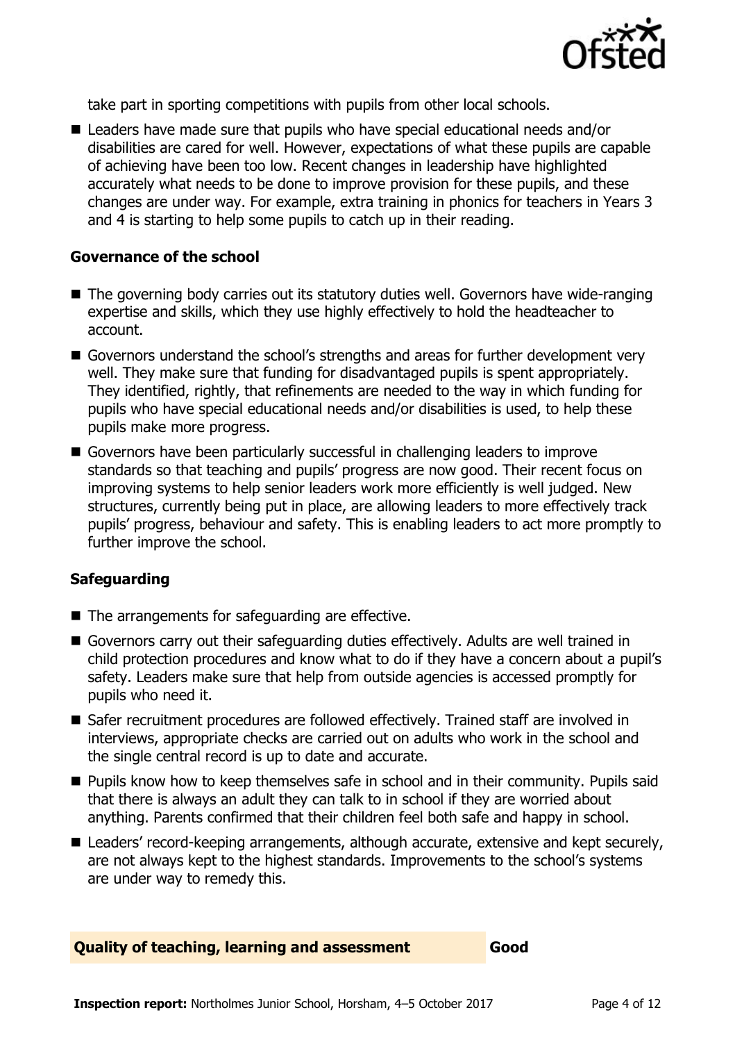take part in sporting competitions with pupils from other local schools.

- Leaders have made sure that pupils who have special educational needs and/or disabilities are cared for well. However, expectations of what these pupils are capable of achieving have been too low. Recent changes in leadership have highlighted accurately what needs to be done to improve provision for these pupils, and these changes are under way. For example, extra training in phonics for teachers in Years 3 and 4 is starting to help some pupils to catch up in their reading.

### Governance of the school

- The governing body carries out its statutory duties well. Governors have wide-ranging expertise and skills, which they use highly effectively to hold the headteacher to account.
- Governors understand the school's strengths and areas for further development very well. They make sure that funding for disadvantaged pupils is spent appropriately. They identified, rightly, that refinements are needed to the way in which funding for pupils who have special educational needs and/or disabilities is used, to help these pupils make more progress.
- Governors have been particularly successful in challenging leaders to improve standards so that teaching and pupils' progress are now good. Their recent focus on improving systems to help senior leaders work more efficiently is well judged. New structures, currently being put in place, are allowing leaders to more effectively track pupils' progress, behaviour and safety. This is enabling leaders to act more promptly to further improve the school.

### Safeguarding

- The arrangements for safeguarding are effective.
- Governors carry out their safeguarding duties effectively. Adults are well trained in child protection procedures and know what to do if they have a concern about a pupil's safety. Leaders make sure that help from outside agencies is accessed promptly for pupils who need it.
- Safer recruitment procedures are followed effectively. Trained staff are involved in interviews, appropriate checks are carried out on adults who work in the school and the single central record is up to date and accurate.
- Pupils know how to keep themselves safe in school and in their community. Pupils said that there is always an adult they can talk to in school if they are worried about anything. Parents confirmed that their children feel both safe and happy in school.
- Leaders' record-keeping arrangements, although accurate, extensive and kept securely, are not always kept to the highest standards. Improvements to the school's systems are under way to remedy this.

## Quality of teaching, learning and assessment — Good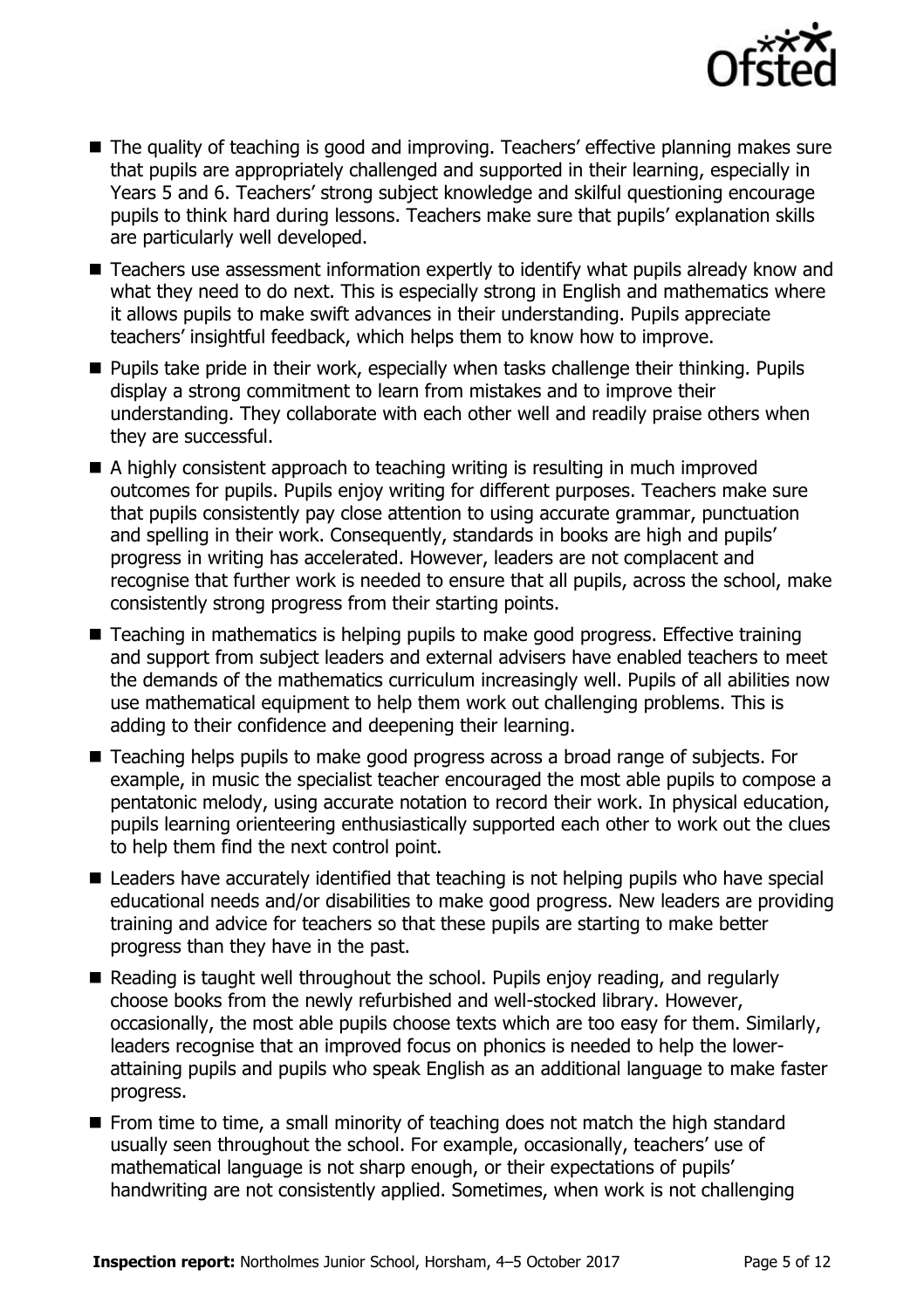- The quality of teaching is good and improving. Teachers' effective planning makes sure that pupils are appropriately challenged and supported in their learning, especially in Years 5 and 6. Teachers' strong subject knowledge and skilful questioning encourage pupils to think hard during lessons. Teachers make sure that pupils' explanation skills are particularly well developed.
- Teachers use assessment information expertly to identify what pupils already know and what they need to do next. This is especially strong in English and mathematics where it allows pupils to make swift advances in their understanding. Pupils appreciate teachers' insightful feedback, which helps them to know how to improve.
- Pupils take pride in their work, especially when tasks challenge their thinking. Pupils display a strong commitment to learn from mistakes and to improve their understanding. They collaborate with each other well and readily praise others when they are successful.
- A highly consistent approach to teaching writing is resulting in much improved outcomes for pupils. Pupils enjoy writing for different purposes. Teachers make sure that pupils consistently pay close attention to using accurate grammar, punctuation and spelling in their work. Consequently, standards in books are high and pupils' progress in writing has accelerated. However, leaders are not complacent and recognise that further work is needed to ensure that all pupils, across the school, make consistently strong progress from their starting points.
- Teaching in mathematics is helping pupils to make good progress. Effective training and support from subject leaders and external advisers have enabled teachers to meet the demands of the mathematics curriculum increasingly well. Pupils of all abilities now use mathematical equipment to help them work out challenging problems. This is adding to their confidence and deepening their learning.
- Teaching helps pupils to make good progress across a broad range of subjects. For example, in music the specialist teacher encouraged the most able pupils to compose a pentatonic melody, using accurate notation to record their work. In physical education, pupils learning orienteering enthusiastically supported each other to work out the clues to help them find the next control point.
- Leaders have accurately identified that teaching is not helping pupils who have special educational needs and/or disabilities to make good progress. New leaders are providing training and advice for teachers so that these pupils are starting to make better progress than they have in the past.
- Reading is taught well throughout the school. Pupils enjoy reading, and regularly choose books from the newly refurbished and well-stocked library. However, occasionally, the most able pupils choose texts which are too easy for them. Similarly, leaders recognise that an improved focus on phonics is needed to help the lower-attaining pupils and pupils who speak English as an additional language to make faster progress.
- From time to time, a small minority of teaching does not match the high standard usually seen throughout the school. For example, occasionally, teachers' use of mathematical language is not sharp enough, or their expectations of pupils' handwriting are not consistently applied. Sometimes, when work is not challenging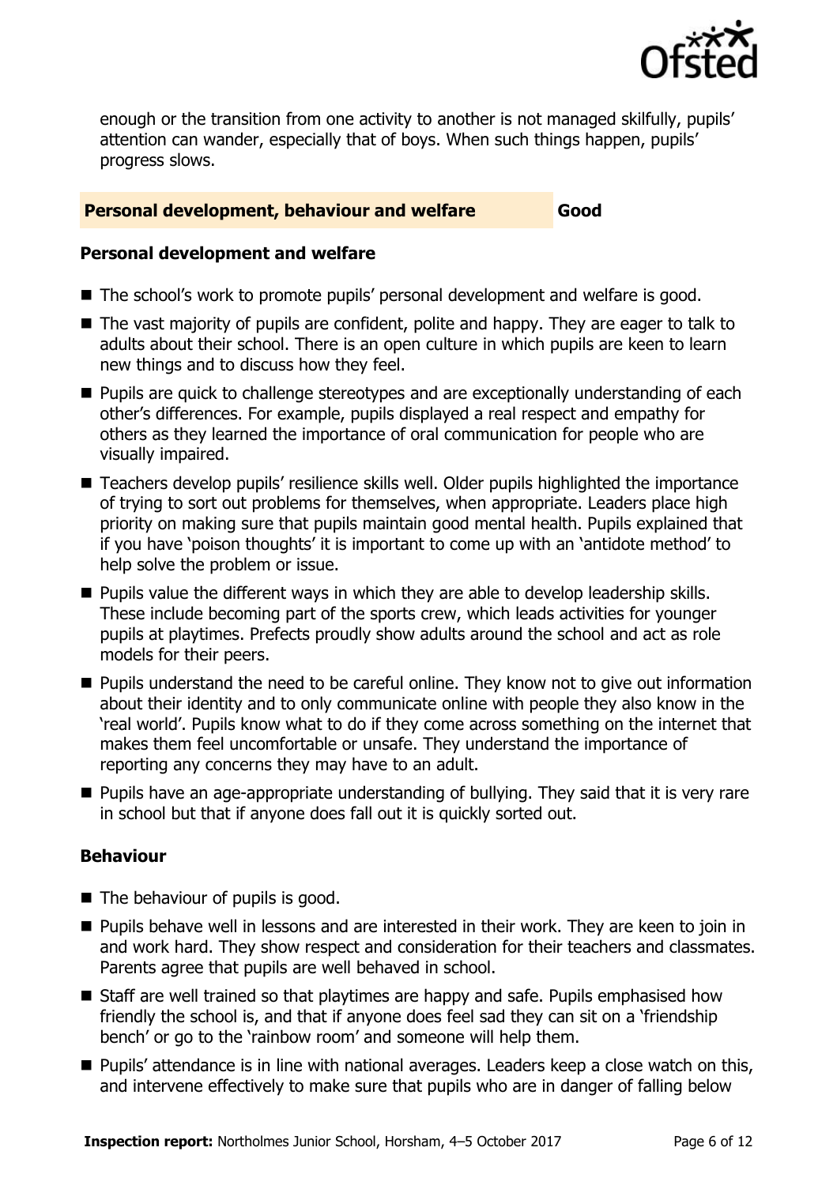enough or the transition from one activity to another is not managed skilfully, pupils' attention can wander, especially that of boys. When such things happen, pupils' progress slows.

## Personal development, behaviour and welfare — Good

### Personal development and welfare

- The school's work to promote pupils' personal development and welfare is good.
- The vast majority of pupils are confident, polite and happy. They are eager to talk to adults about their school. There is an open culture in which pupils are keen to learn new things and to discuss how they feel.
- Pupils are quick to challenge stereotypes and are exceptionally understanding of each other's differences. For example, pupils displayed a real respect and empathy for others as they learned the importance of oral communication for people who are visually impaired.
- Teachers develop pupils' resilience skills well. Older pupils highlighted the importance of trying to sort out problems for themselves, when appropriate. Leaders place high priority on making sure that pupils maintain good mental health. Pupils explained that if you have 'poison thoughts' it is important to come up with an 'antidote method' to help solve the problem or issue.
- Pupils value the different ways in which they are able to develop leadership skills. These include becoming part of the sports crew, which leads activities for younger pupils at playtimes. Prefects proudly show adults around the school and act as role models for their peers.
- Pupils understand the need to be careful online. They know not to give out information about their identity and to only communicate online with people they also know in the 'real world'. Pupils know what to do if they come across something on the internet that makes them feel uncomfortable or unsafe. They understand the importance of reporting any concerns they may have to an adult.
- Pupils have an age-appropriate understanding of bullying. They said that it is very rare in school but that if anyone does fall out it is quickly sorted out.

### Behaviour

- The behaviour of pupils is good.
- Pupils behave well in lessons and are interested in their work. They are keen to join in and work hard. They show respect and consideration for their teachers and classmates. Parents agree that pupils are well behaved in school.
- Staff are well trained so that playtimes are happy and safe. Pupils emphasised how friendly the school is, and that if anyone does feel sad they can sit on a 'friendship bench' or go to the 'rainbow room' and someone will help them.
- Pupils' attendance is in line with national averages. Leaders keep a close watch on this, and intervene effectively to make sure that pupils who are in danger of falling below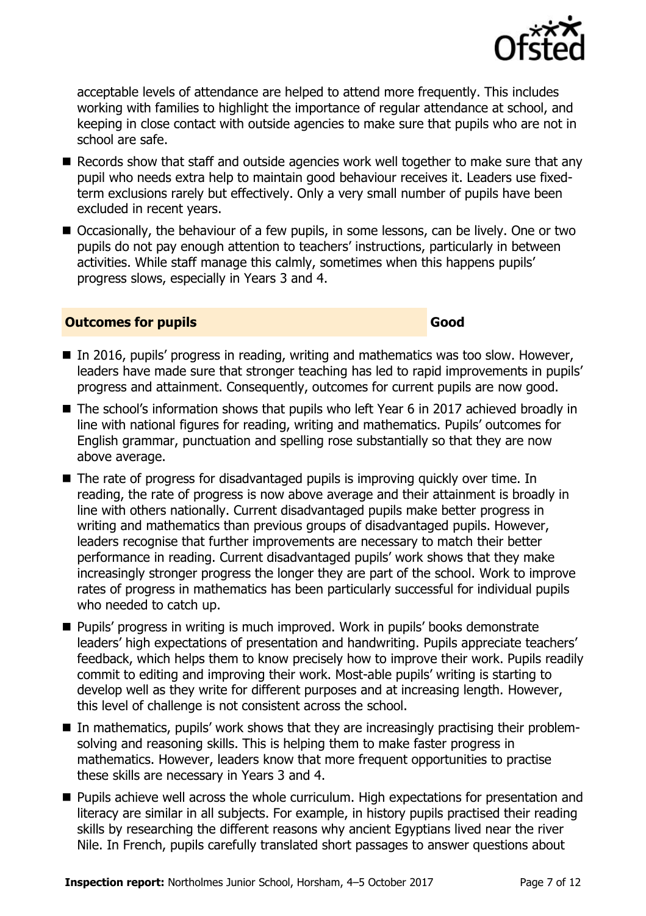acceptable levels of attendance are helped to attend more frequently. This includes working with families to highlight the importance of regular attendance at school, and keeping in close contact with outside agencies to make sure that pupils who are not in school are safe.

- Records show that staff and outside agencies work well together to make sure that any pupil who needs extra help to maintain good behaviour receives it. Leaders use fixed-term exclusions rarely but effectively. Only a very small number of pupils have been excluded in recent years.
- Occasionally, the behaviour of a few pupils, in some lessons, can be lively. One or two pupils do not pay enough attention to teachers' instructions, particularly in between activities. While staff manage this calmly, sometimes when this happens pupils' progress slows, especially in Years 3 and 4.

## Outcomes for pupils — Good

- In 2016, pupils' progress in reading, writing and mathematics was too slow. However, leaders have made sure that stronger teaching has led to rapid improvements in pupils' progress and attainment. Consequently, outcomes for current pupils are now good.
- The school's information shows that pupils who left Year 6 in 2017 achieved broadly in line with national figures for reading, writing and mathematics. Pupils' outcomes for English grammar, punctuation and spelling rose substantially so that they are now above average.
- The rate of progress for disadvantaged pupils is improving quickly over time. In reading, the rate of progress is now above average and their attainment is broadly in line with others nationally. Current disadvantaged pupils make better progress in writing and mathematics than previous groups of disadvantaged pupils. However, leaders recognise that further improvements are necessary to match their better performance in reading. Current disadvantaged pupils' work shows that they make increasingly stronger progress the longer they are part of the school. Work to improve rates of progress in mathematics has been particularly successful for individual pupils who needed to catch up.
- Pupils' progress in writing is much improved. Work in pupils' books demonstrate leaders' high expectations of presentation and handwriting. Pupils appreciate teachers' feedback, which helps them to know precisely how to improve their work. Pupils readily commit to editing and improving their work. Most-able pupils' writing is starting to develop well as they write for different purposes and at increasing length. However, this level of challenge is not consistent across the school.
- In mathematics, pupils' work shows that they are increasingly practising their problem-solving and reasoning skills. This is helping them to make faster progress in mathematics. However, leaders know that more frequent opportunities to practise these skills are necessary in Years 3 and 4.
- Pupils achieve well across the whole curriculum. High expectations for presentation and literacy are similar in all subjects. For example, in history pupils practised their reading skills by researching the different reasons why ancient Egyptians lived near the river Nile. In French, pupils carefully translated short passages to answer questions about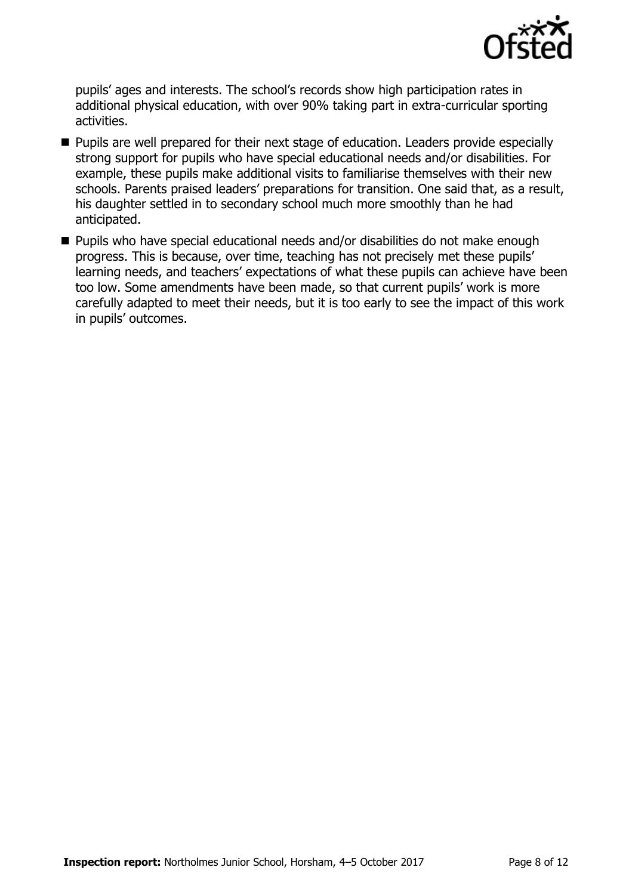pupils' ages and interests. The school's records show high participation rates in additional physical education, with over 90% taking part in extra-curricular sporting activities.

- Pupils are well prepared for their next stage of education. Leaders provide especially strong support for pupils who have special educational needs and/or disabilities. For example, these pupils make additional visits to familiarise themselves with their new schools. Parents praised leaders' preparations for transition. One said that, as a result, his daughter settled in to secondary school much more smoothly than he had anticipated.
- Pupils who have special educational needs and/or disabilities do not make enough progress. This is because, over time, teaching has not precisely met these pupils' learning needs, and teachers' expectations of what these pupils can achieve have been too low. Some amendments have been made, so that current pupils' work is more carefully adapted to meet their needs, but it is too early to see the impact of this work in pupils' outcomes.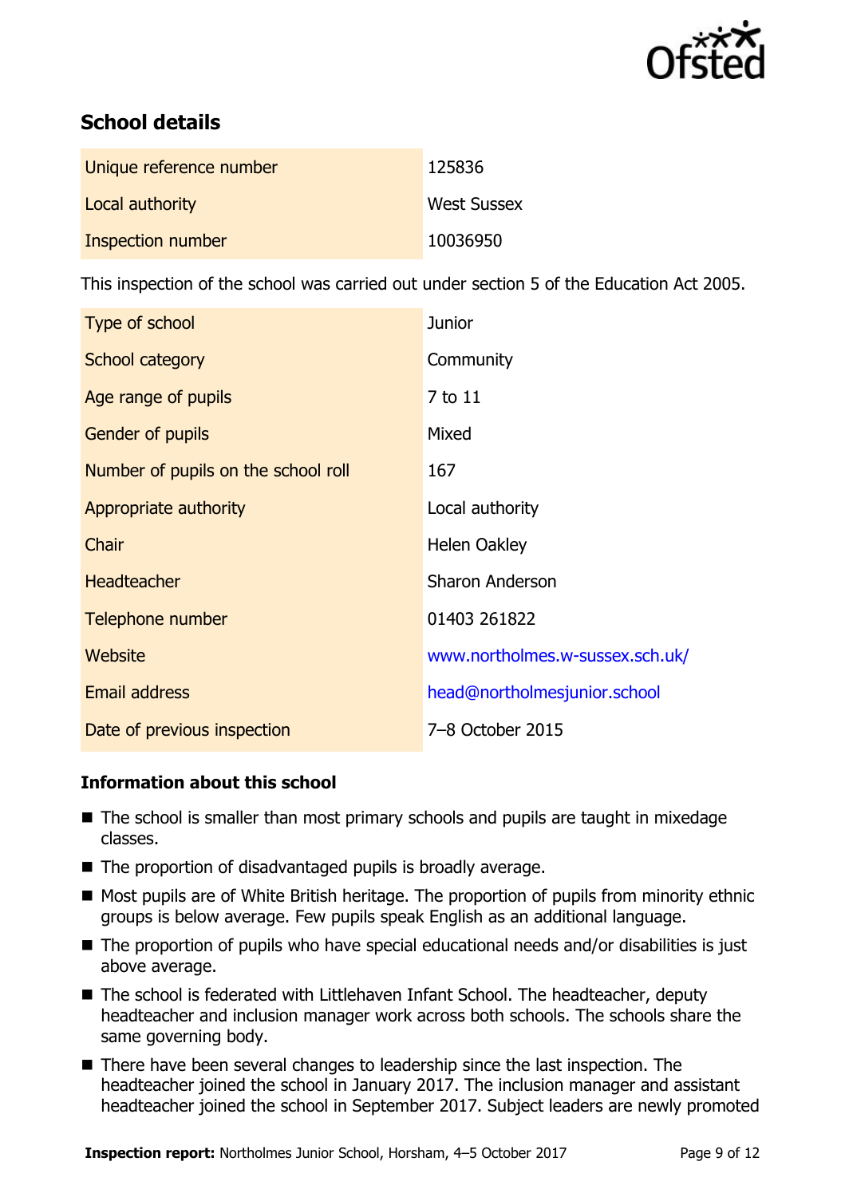## School details

| | |
|---|---|
| Unique reference number | 125836 |
| Local authority | West Sussex |
| Inspection number | 10036950 |

This inspection of the school was carried out under section 5 of the Education Act 2005.

| | |
|---|---|
| Type of school | Junior |
| School category | Community |
| Age range of pupils | 7 to 11 |
| Gender of pupils | Mixed |
| Number of pupils on the school roll | 167 |
| Appropriate authority | Local authority |
| Chair | Helen Oakley |
| Headteacher | Sharon Anderson |
| Telephone number | 01403 261822 |
| Website | www.northolmes.w-sussex.sch.uk/ |
| Email address | head@northolmesjunior.school |
| Date of previous inspection | 7–8 October 2015 |

### Information about this school

- The school is smaller than most primary schools and pupils are taught in mixedage classes.
- The proportion of disadvantaged pupils is broadly average.
- Most pupils are of White British heritage. The proportion of pupils from minority ethnic groups is below average. Few pupils speak English as an additional language.
- The proportion of pupils who have special educational needs and/or disabilities is just above average.
- The school is federated with Littlehaven Infant School. The headteacher, deputy headteacher and inclusion manager work across both schools. The schools share the same governing body.
- There have been several changes to leadership since the last inspection. The headteacher joined the school in January 2017. The inclusion manager and assistant headteacher joined the school in September 2017. Subject leaders are newly promoted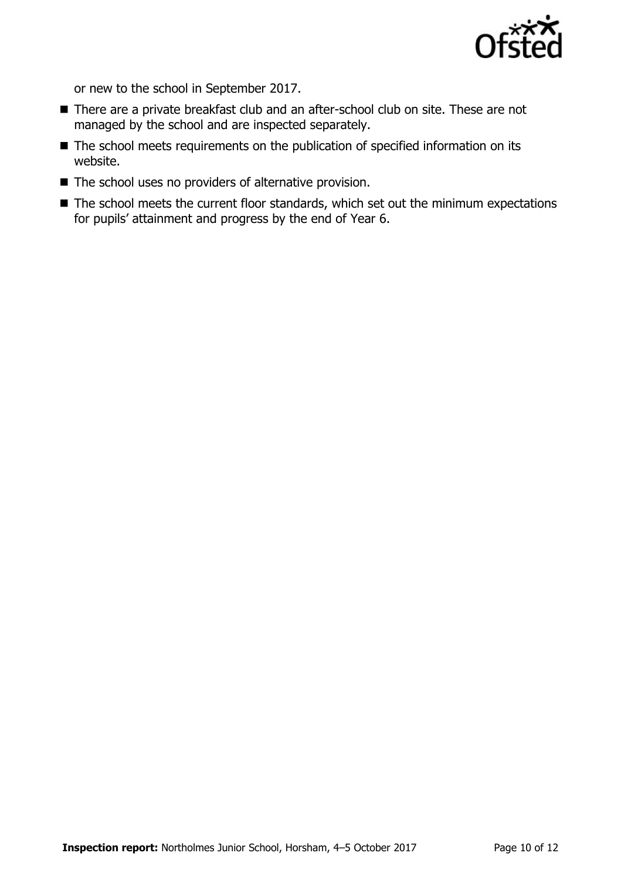or new to the school in September 2017.

- There are a private breakfast club and an after-school club on site. These are not managed by the school and are inspected separately.
- The school meets requirements on the publication of specified information on its website.
- The school uses no providers of alternative provision.
- The school meets the current floor standards, which set out the minimum expectations for pupils' attainment and progress by the end of Year 6.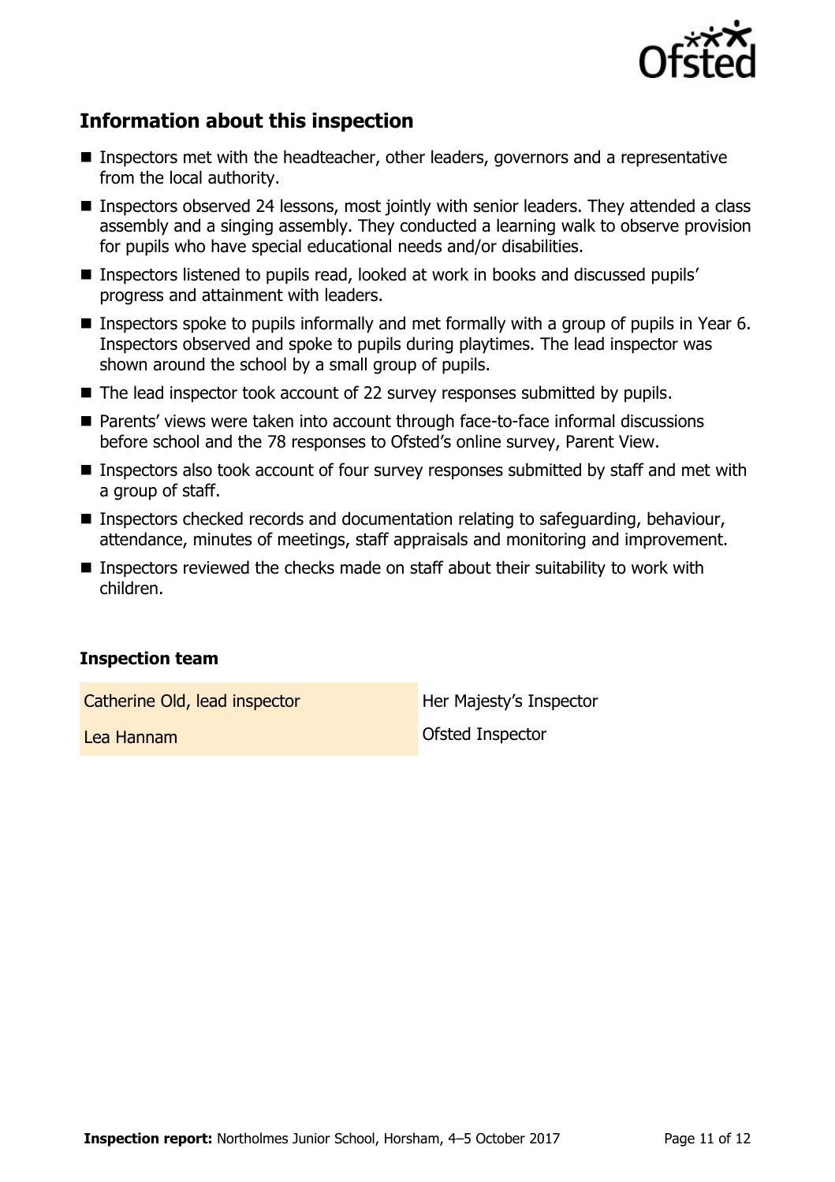## Information about this inspection

- Inspectors met with the headteacher, other leaders, governors and a representative from the local authority.
- Inspectors observed 24 lessons, most jointly with senior leaders. They attended a class assembly and a singing assembly. They conducted a learning walk to observe provision for pupils who have special educational needs and/or disabilities.
- Inspectors listened to pupils read, looked at work in books and discussed pupils' progress and attainment with leaders.
- Inspectors spoke to pupils informally and met formally with a group of pupils in Year 6. Inspectors observed and spoke to pupils during playtimes. The lead inspector was shown around the school by a small group of pupils.
- The lead inspector took account of 22 survey responses submitted by pupils.
- Parents' views were taken into account through face-to-face informal discussions before school and the 78 responses to Ofsted's online survey, Parent View.
- Inspectors also took account of four survey responses submitted by staff and met with a group of staff.
- Inspectors checked records and documentation relating to safeguarding, behaviour, attendance, minutes of meetings, staff appraisals and monitoring and improvement.
- Inspectors reviewed the checks made on staff about their suitability to work with children.

### Inspection team

| | |
|---|---|
| Catherine Old, lead inspector | Her Majesty's Inspector |
| Lea Hannam | Ofsted Inspector |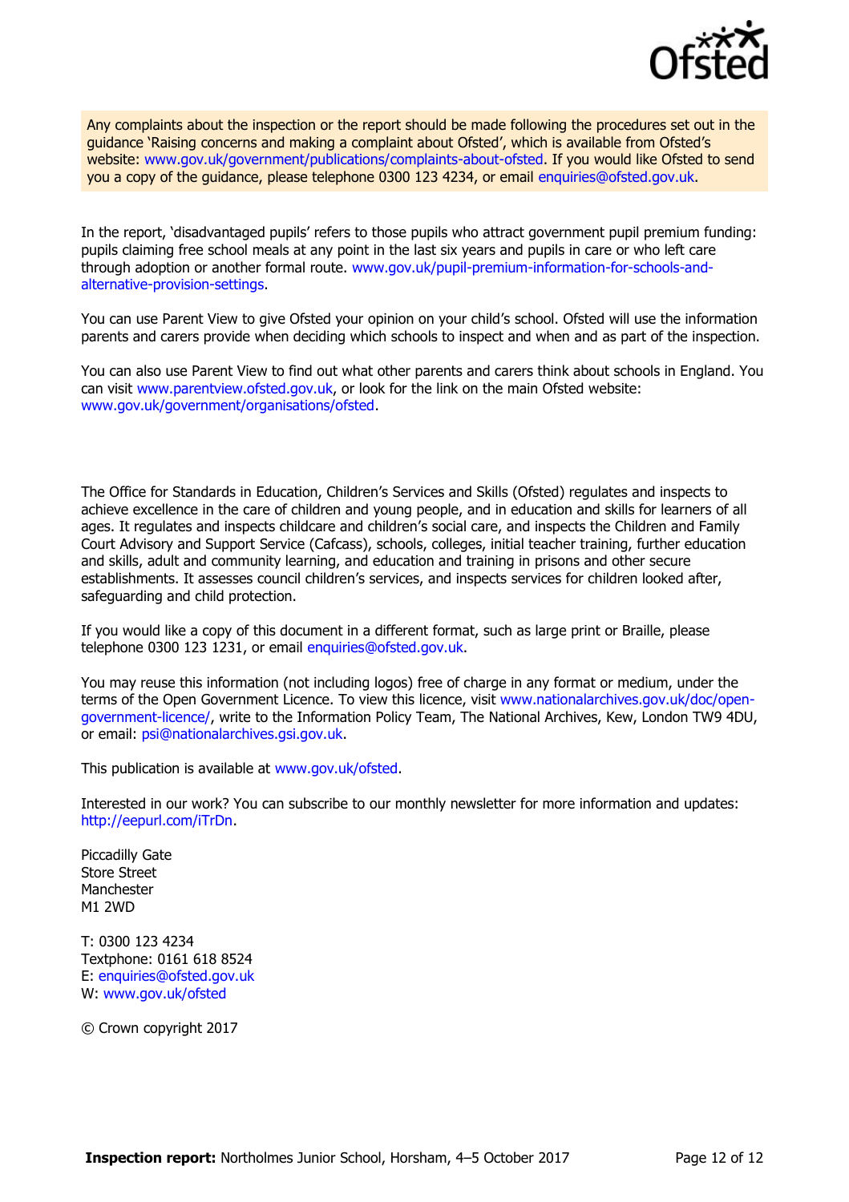Any complaints about the inspection or the report should be made following the procedures set out in the guidance 'Raising concerns and making a complaint about Ofsted', which is available from Ofsted's website: www.gov.uk/government/publications/complaints-about-ofsted. If you would like Ofsted to send you a copy of the guidance, please telephone 0300 123 4234, or email enquiries@ofsted.gov.uk.

In the report, 'disadvantaged pupils' refers to those pupils who attract government pupil premium funding: pupils claiming free school meals at any point in the last six years and pupils in care or who left care through adoption or another formal route. www.gov.uk/pupil-premium-information-for-schools-and-alternative-provision-settings.

You can use Parent View to give Ofsted your opinion on your child's school. Ofsted will use the information parents and carers provide when deciding which schools to inspect and when and as part of the inspection.

You can also use Parent View to find out what other parents and carers think about schools in England. You can visit www.parentview.ofsted.gov.uk, or look for the link on the main Ofsted website: www.gov.uk/government/organisations/ofsted.

The Office for Standards in Education, Children's Services and Skills (Ofsted) regulates and inspects to achieve excellence in the care of children and young people, and in education and skills for learners of all ages. It regulates and inspects childcare and children's social care, and inspects the Children and Family Court Advisory and Support Service (Cafcass), schools, colleges, initial teacher training, further education and skills, adult and community learning, and education and training in prisons and other secure establishments. It assesses council children's services, and inspects services for children looked after, safeguarding and child protection.

If you would like a copy of this document in a different format, such as large print or Braille, please telephone 0300 123 1231, or email enquiries@ofsted.gov.uk.

You may reuse this information (not including logos) free of charge in any format or medium, under the terms of the Open Government Licence. To view this licence, visit www.nationalarchives.gov.uk/doc/open-government-licence/, write to the Information Policy Team, The National Archives, Kew, London TW9 4DU, or email: psi@nationalarchives.gsi.gov.uk.

This publication is available at www.gov.uk/ofsted.

Interested in our work? You can subscribe to our monthly newsletter for more information and updates: http://eepurl.com/iTrDn.

Piccadilly Gate
Store Street
Manchester
M1 2WD

T: 0300 123 4234
Textphone: 0161 618 8524
E: enquiries@ofsted.gov.uk
W: www.gov.uk/ofsted

© Crown copyright 2017